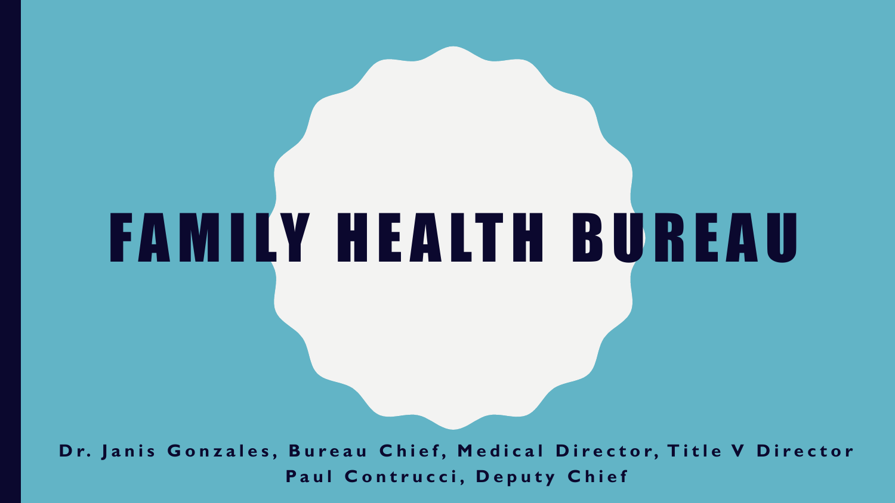# FAMILY HEALTH BUREAU

**Dr. Janis Gonzales, Bureau Chief, Medical Director, Title V Director**
**Paul Contrucci, Deputy Chief**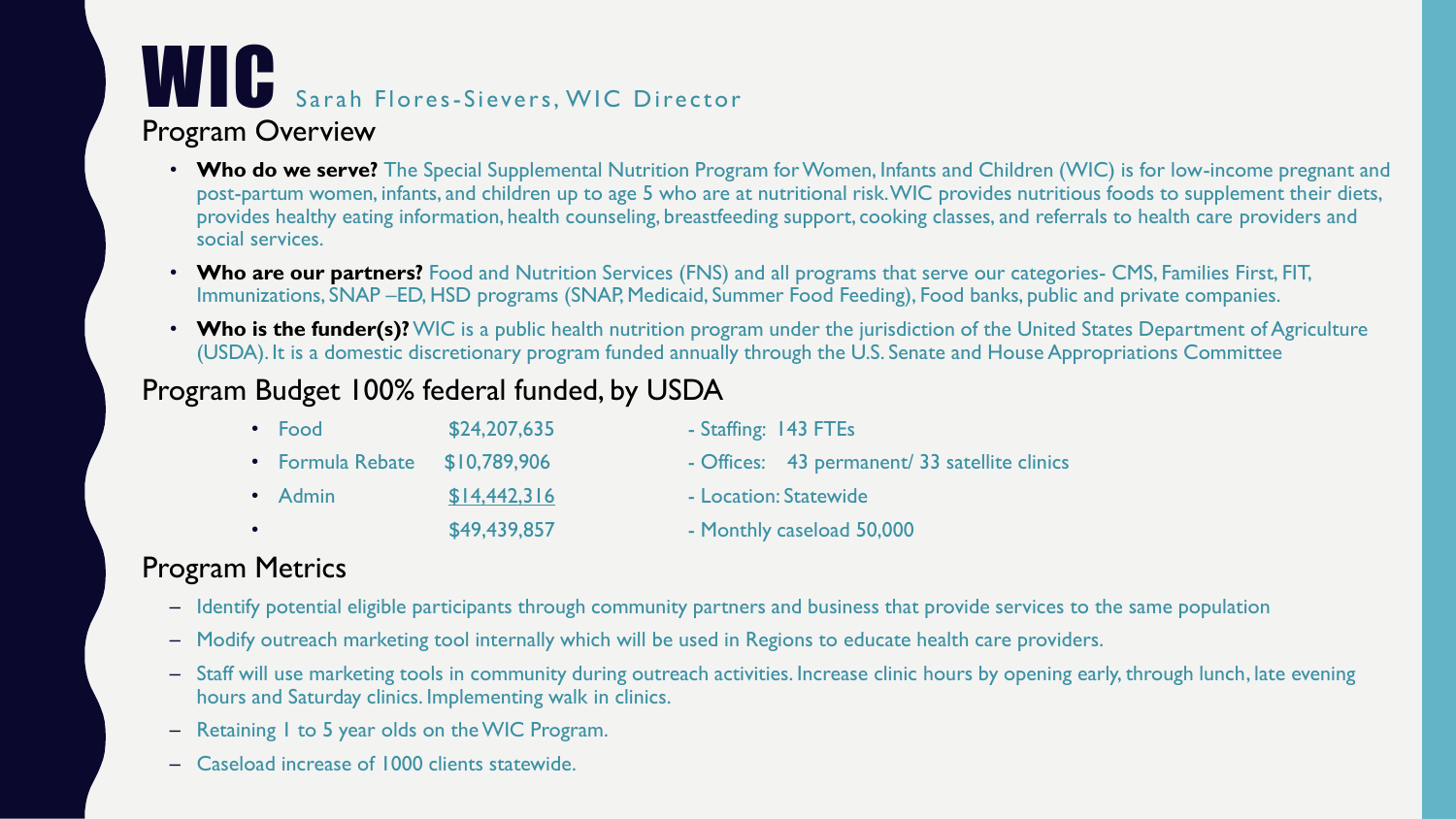# WIC Sarah Flores-Sievers, WIC Director

## Program Overview

- **Who do we serve?** The Special Supplemental Nutrition Program for Women, Infants and Children (WIC) is for low-income pregnant and post-partum women, infants, and children up to age 5 who are at nutritional risk. WIC provides nutritious foods to supplement their diets, provides healthy eating information, health counseling, breastfeeding support, cooking classes, and referrals to health care providers and social services.
- **Who are our partners?** Food and Nutrition Services (FNS) and all programs that serve our categories- CMS, Families First, FIT, Immunizations, SNAP –ED, HSD programs (SNAP, Medicaid, Summer Food Feeding), Food banks, public and private companies.
- **Who is the funder(s)?** WIC is a public health nutrition program under the jurisdiction of the United States Department of Agriculture (USDA). It is a domestic discretionary program funded annually through the U.S. Senate and House Appropriations Committee

## Program Budget 100% federal funded, by USDA

| | | |
|---|---|---|
| Food | $24,207,635 | - Staffing: 143 FTEs |
| Formula Rebate | $10,789,906 | - Offices: 43 permanent/ 33 satellite clinics |
| Admin | $14,442,316 | - Location: Statewide |
| | $49,439,857 | - Monthly caseload 50,000 |

## Program Metrics

- Identify potential eligible participants through community partners and business that provide services to the same population
- Modify outreach marketing tool internally which will be used in Regions to educate health care providers.
- Staff will use marketing tools in community during outreach activities. Increase clinic hours by opening early, through lunch, late evening hours and Saturday clinics. Implementing walk in clinics.
- Retaining 1 to 5 year olds on the WIC Program.
- Caseload increase of 1000 clients statewide.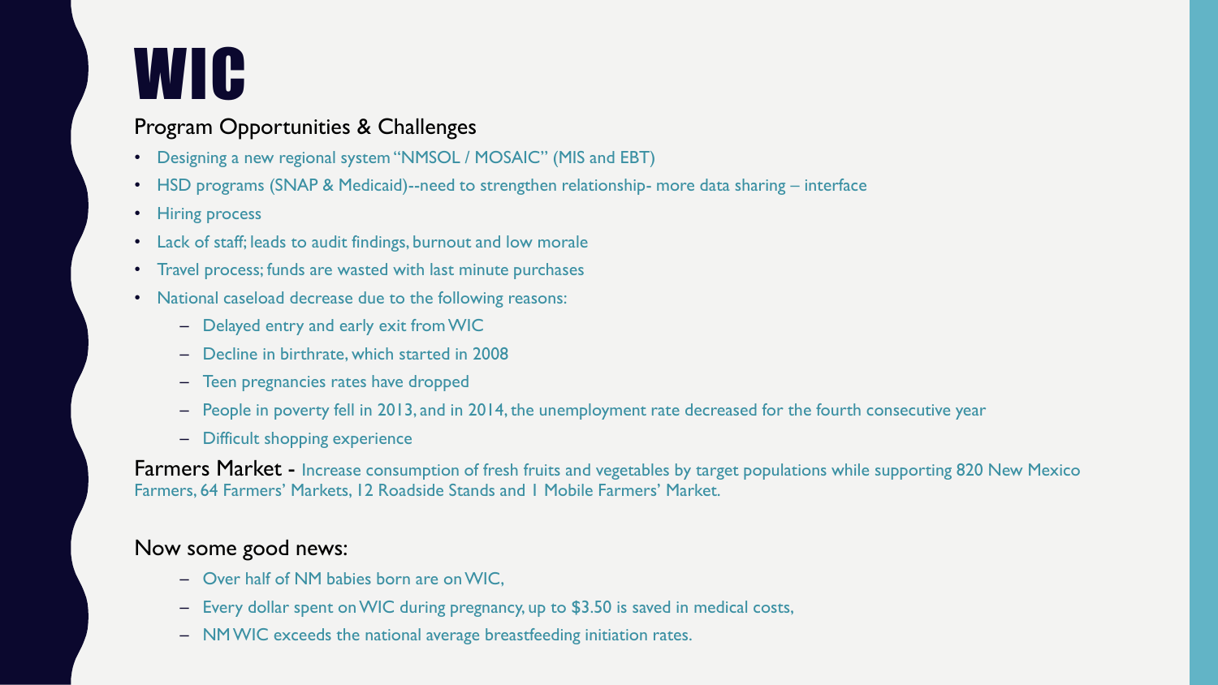# WIC

## Program Opportunities & Challenges

- Designing a new regional system "NMSOL / MOSAIC" (MIS and EBT)
- HSD programs (SNAP & Medicaid)--need to strengthen relationship- more data sharing – interface
- Hiring process
- Lack of staff; leads to audit findings, burnout and low morale
- Travel process; funds are wasted with last minute purchases
- National caseload decrease due to the following reasons:
  - Delayed entry and early exit from WIC
  - Decline in birthrate, which started in 2008
  - Teen pregnancies rates have dropped
  - People in poverty fell in 2013, and in 2014, the unemployment rate decreased for the fourth consecutive year
  - Difficult shopping experience

**Farmers Market -** Increase consumption of fresh fruits and vegetables by target populations while supporting 820 New Mexico Farmers, 64 Farmers' Markets, 12 Roadside Stands and 1 Mobile Farmers' Market.

## Now some good news:

- Over half of NM babies born are on WIC,
- Every dollar spent on WIC during pregnancy, up to $3.50 is saved in medical costs,
- NM WIC exceeds the national average breastfeeding initiation rates.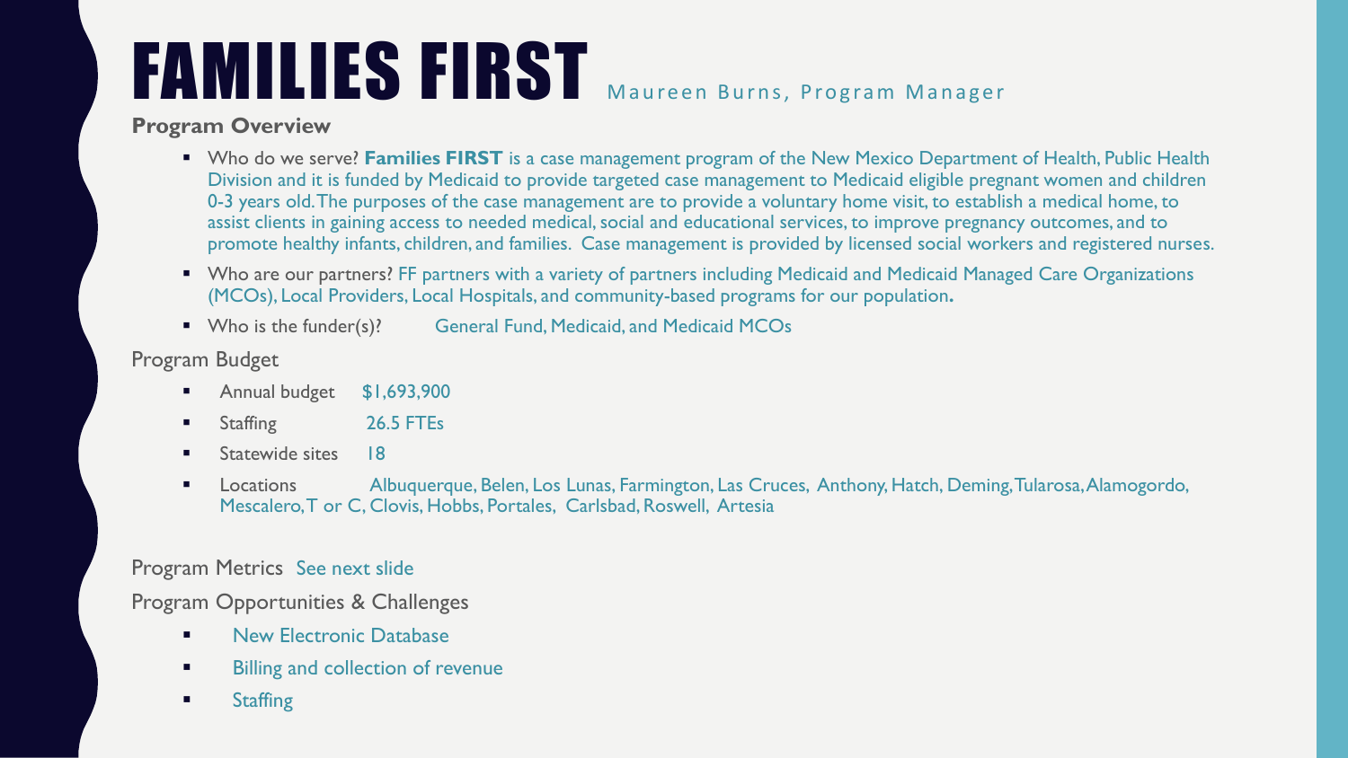# FAMILIES FIRST

Maureen Burns, Program Manager

**Program Overview**

- Who do we serve? **Families FIRST** is a case management program of the New Mexico Department of Health, Public Health Division and it is funded by Medicaid to provide targeted case management to Medicaid eligible pregnant women and children 0-3 years old. The purposes of the case management are to provide a voluntary home visit, to establish a medical home, to assist clients in gaining access to needed medical, social and educational services, to improve pregnancy outcomes, and to promote healthy infants, children, and families. Case management is provided by licensed social workers and registered nurses.
- Who are our partners? FF partners with a variety of partners including Medicaid and Medicaid Managed Care Organizations (MCOs), Local Providers, Local Hospitals, and community-based programs for our population**.**
- Who is the funder(s)? General Fund, Medicaid, and Medicaid MCOs

Program Budget

- Annual budget $1,693,900
- Staffing 26.5 FTEs
- Statewide sites 18
- Locations Albuquerque, Belen, Los Lunas, Farmington, Las Cruces, Anthony, Hatch, Deming, Tularosa, Alamogordo, Mescalero, T or C, Clovis, Hobbs, Portales, Carlsbad, Roswell, Artesia

Program Metrics See next slide

Program Opportunities & Challenges

- New Electronic Database
- Billing and collection of revenue
- Staffing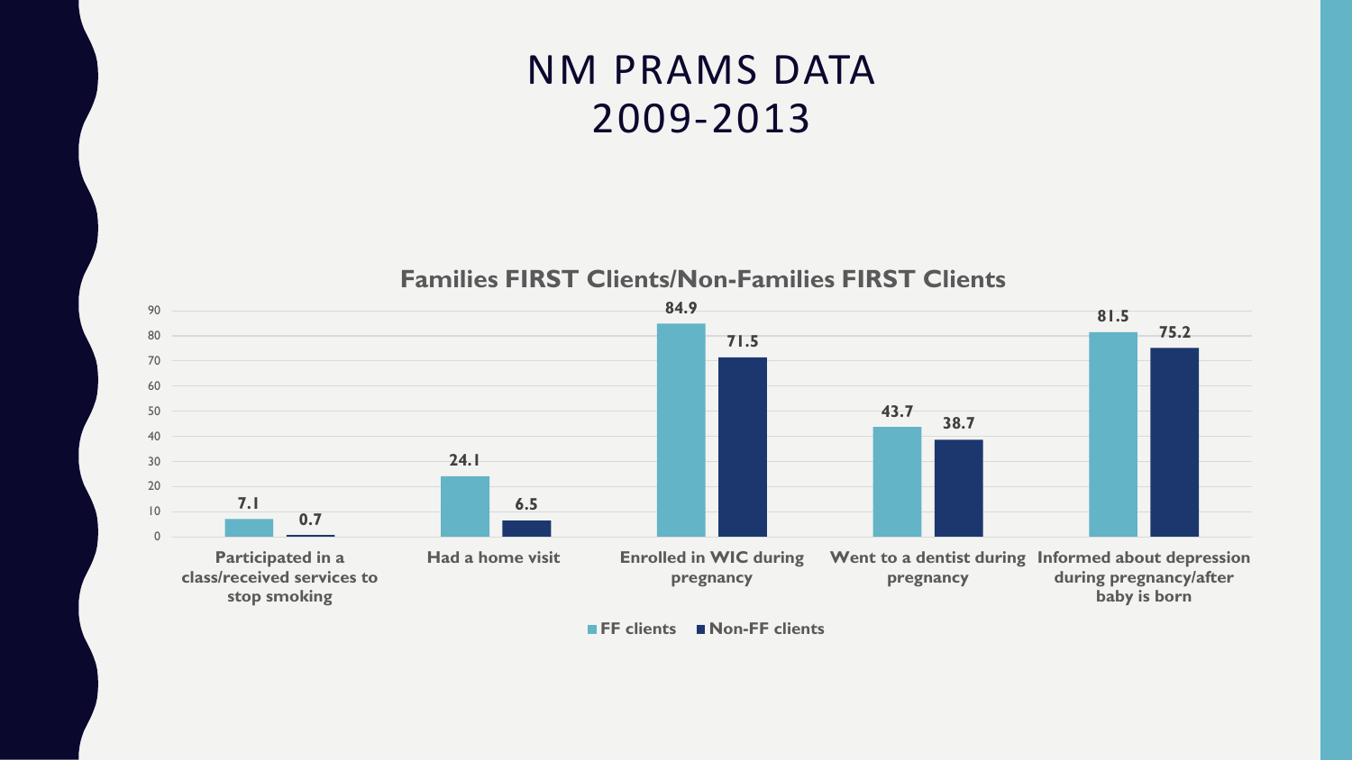# NM PRAMS DATA 2009-2013

## Families FIRST Clients/Non-Families FIRST Clients

| | FF clients | Non-FF clients |
|---|---|---|
| Participated in a class/received services to stop smoking | 7.1 | 0.7 |
| Had a home visit | 24.1 | 6.5 |
| Enrolled in WIC during pregnancy | 84.9 | 71.5 |
| Went to a dentist during pregnancy | 43.7 | 38.7 |
| Informed about depression during pregnancy/after baby is born | 81.5 | 75.2 |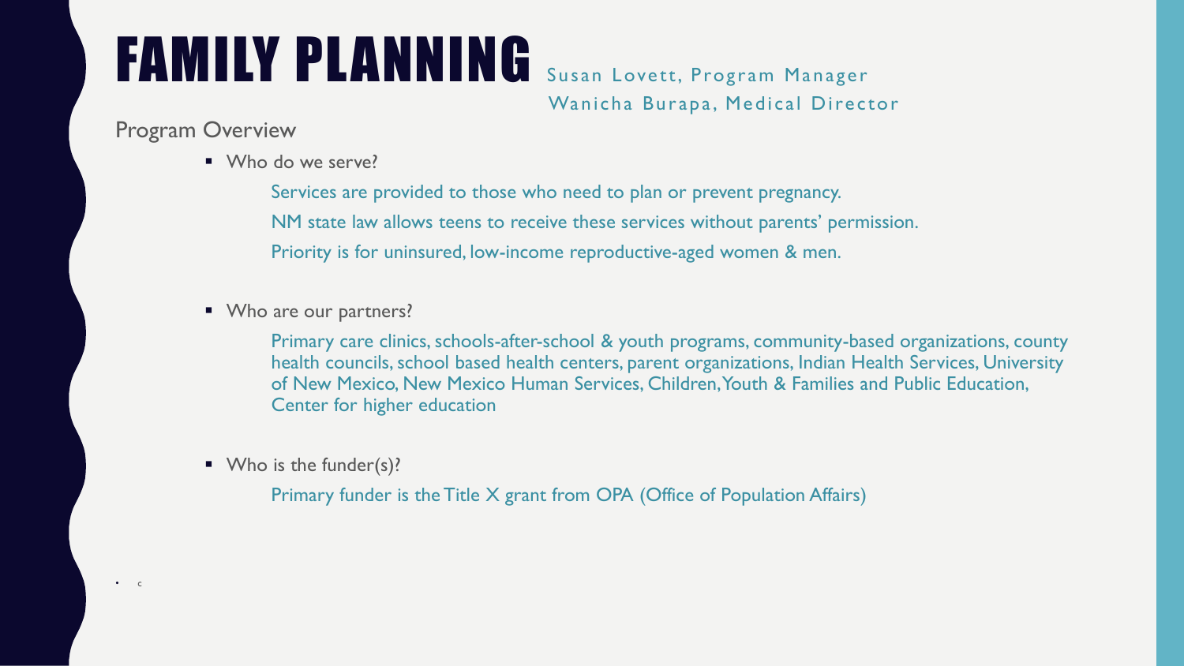# FAMILY PLANNING

Susan Lovett, Program Manager

Wanicha Burapa, Medical Director

## Program Overview

- Who do we serve?

  Services are provided to those who need to plan or prevent pregnancy.

  NM state law allows teens to receive these services without parents' permission.

  Priority is for uninsured, low-income reproductive-aged women & men.

- Who are our partners?

  Primary care clinics, schools-after-school & youth programs, community-based organizations, county health councils, school based health centers, parent organizations, Indian Health Services, University of New Mexico, New Mexico Human Services, Children, Youth & Families and Public Education, Center for higher education

- Who is the funder(s)?

  Primary funder is the Title X grant from OPA (Office of Population Affairs)

- c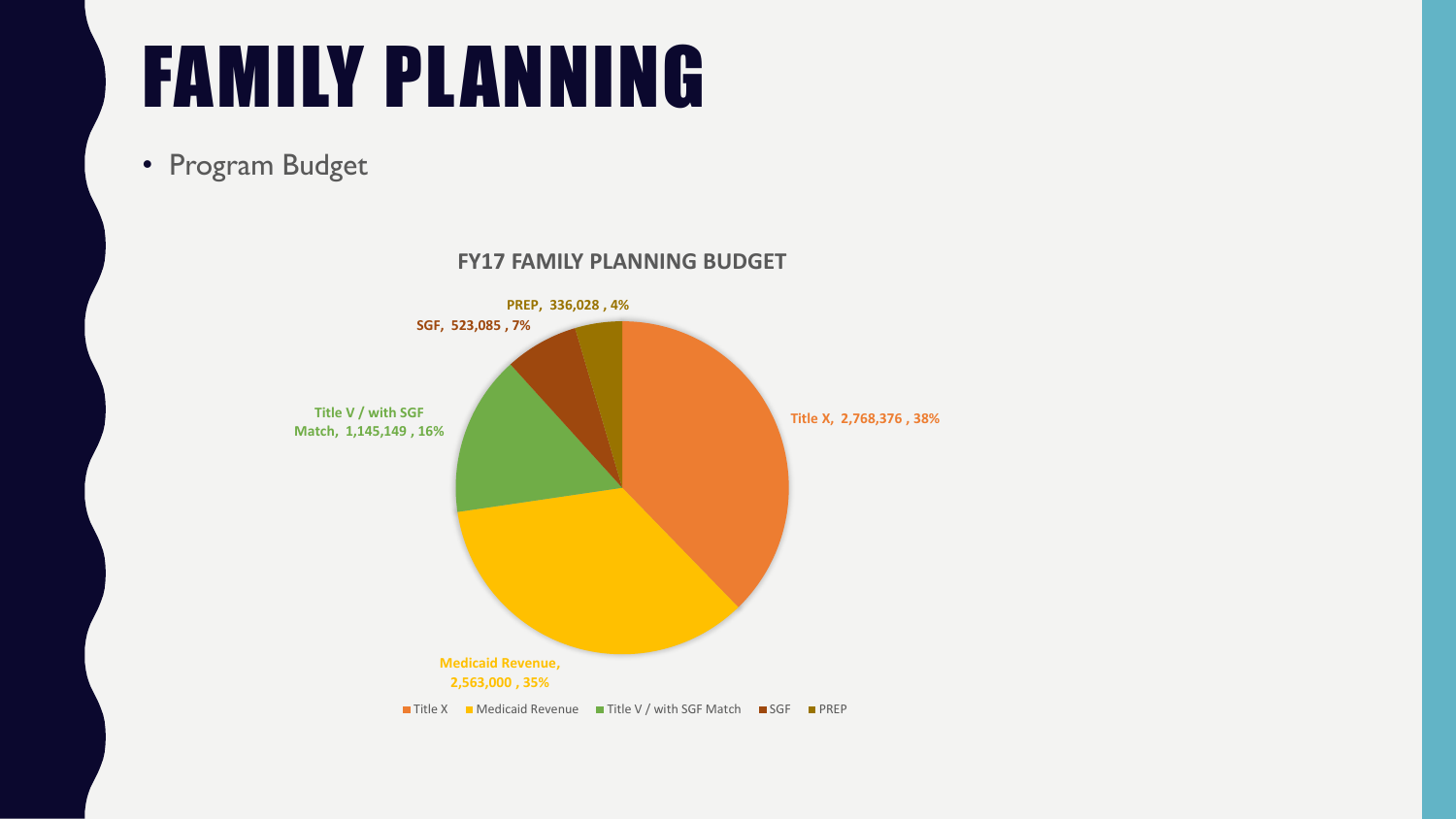# FAMILY PLANNING

- Program Budget

**FY17 FAMILY PLANNING BUDGET**

| Source | Amount | Percent |
| --- | --- | --- |
| Title X | 2,768,376 | 38% |
| Medicaid Revenue | 2,563,000 | 35% |
| Title V / with SGF Match | 1,145,149 | 16% |
| SGF | 523,085 | 7% |
| PREP | 336,028 | 4% |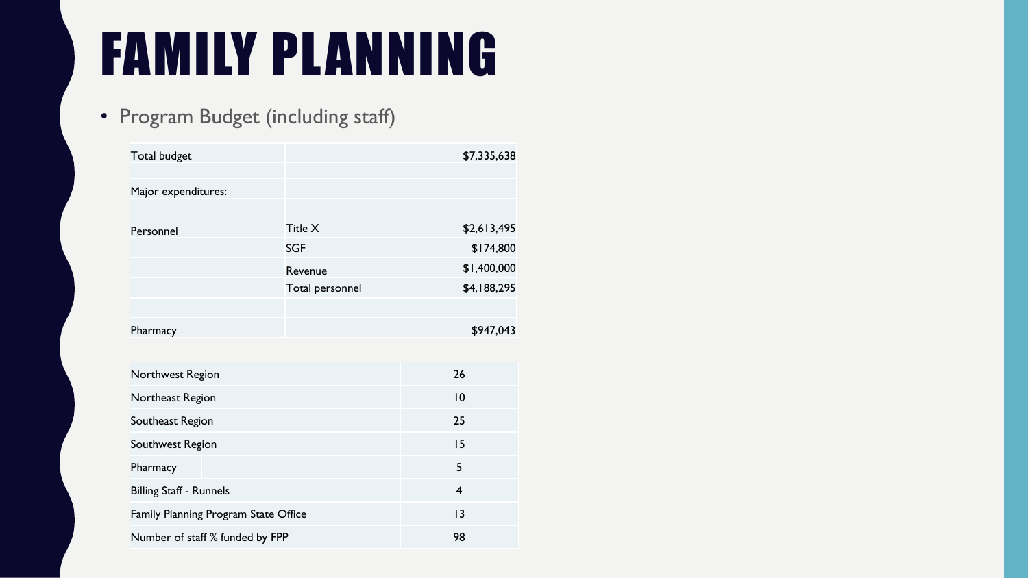# FAMILY PLANNING

- Program Budget (including staff)

| Total budget | | $7,335,638 |
|---|---|---|
| | | |
| Major expenditures: | | |
| | | |
| Personnel | Title X | $2,613,495 |
| | SGF | $174,800 |
| | Revenue | $1,400,000 |
| | Total personnel | $4,188,295 |
| | | |
| Pharmacy | | $947,043 |

| Northwest Region | 26 |
|---|---|
| Northeast Region | 10 |
| Southeast Region | 25 |
| Southwest Region | 15 |
| Pharmacy | 5 |
| Billing Staff - Runnels | 4 |
| Family Planning Program State Office | 13 |
| Number of staff % funded by FPP | 98 |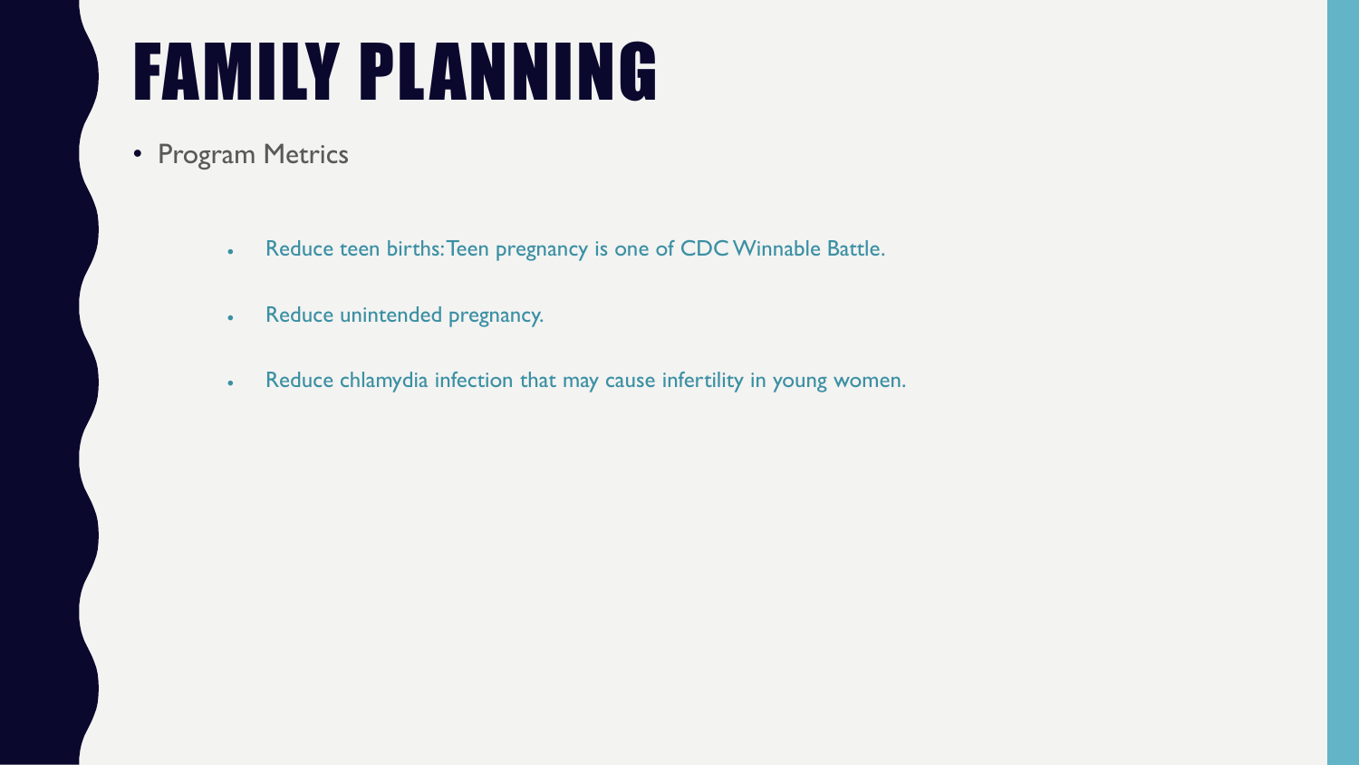# FAMILY PLANNING

- Program Metrics
  - Reduce teen births: Teen pregnancy is one of CDC Winnable Battle.
  - Reduce unintended pregnancy.
  - Reduce chlamydia infection that may cause infertility in young women.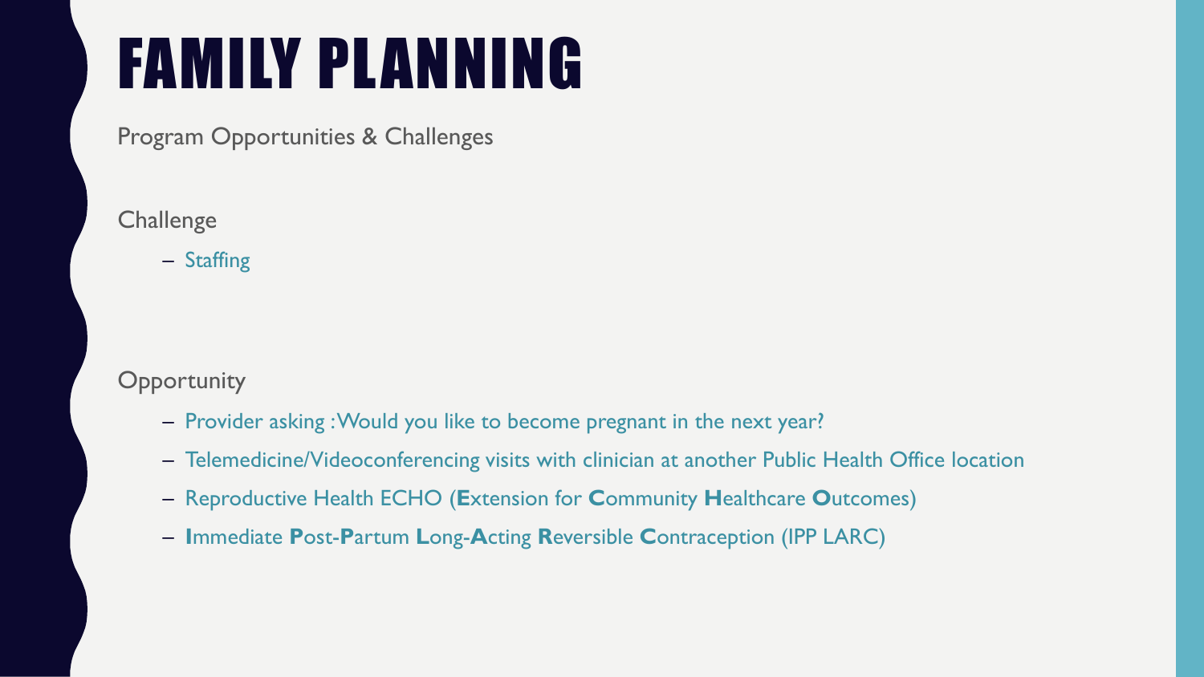# FAMILY PLANNING

Program Opportunities & Challenges

Challenge

- Staffing

Opportunity

- Provider asking : Would you like to become pregnant in the next year?
- Telemedicine/Videoconferencing visits with clinician at another Public Health Office location
- Reproductive Health ECHO (**E**xtension for **C**ommunity **H**ealthcare **O**utcomes)
- **I**mmediate **P**ost-**P**artum **L**ong-**A**cting **R**eversible **C**ontraception (IPP LARC)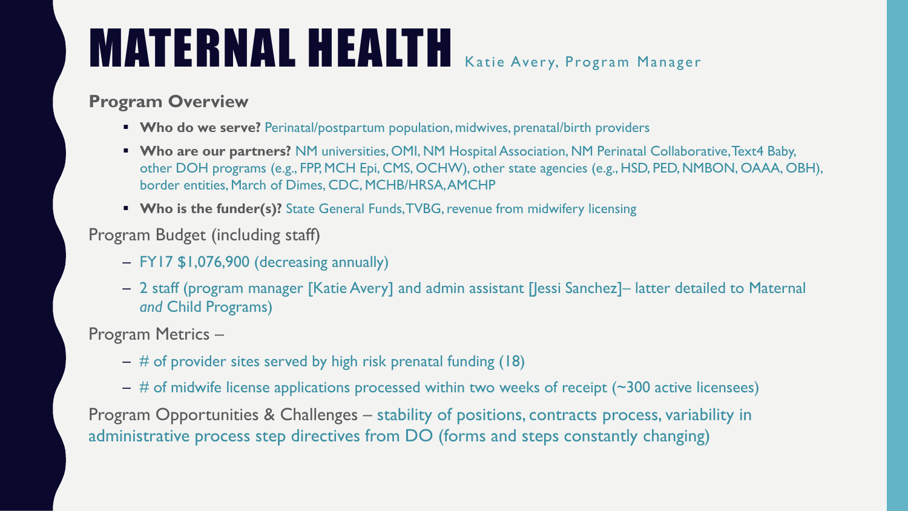# MATERNAL HEALTH Katie Avery, Program Manager

**Program Overview**

- **Who do we serve?** Perinatal/postpartum population, midwives, prenatal/birth providers
- **Who are our partners?** NM universities, OMI, NM Hospital Association, NM Perinatal Collaborative, Text4 Baby, other DOH programs (e.g., FPP, MCH Epi, CMS, OCHW), other state agencies (e.g., HSD, PED, NMBON, OAAA, OBH), border entities, March of Dimes, CDC, MCHB/HRSA, AMCHP
- **Who is the funder(s)?** State General Funds, TVBG, revenue from midwifery licensing

Program Budget (including staff)

- FY17 $1,076,900 (decreasing annually)
- 2 staff (program manager [Katie Avery] and admin assistant [Jessi Sanchez]– latter detailed to Maternal *and* Child Programs)

Program Metrics –

- # of provider sites served by high risk prenatal funding (18)
- # of midwife license applications processed within two weeks of receipt (~300 active licensees)

Program Opportunities & Challenges – stability of positions, contracts process, variability in administrative process step directives from DO (forms and steps constantly changing)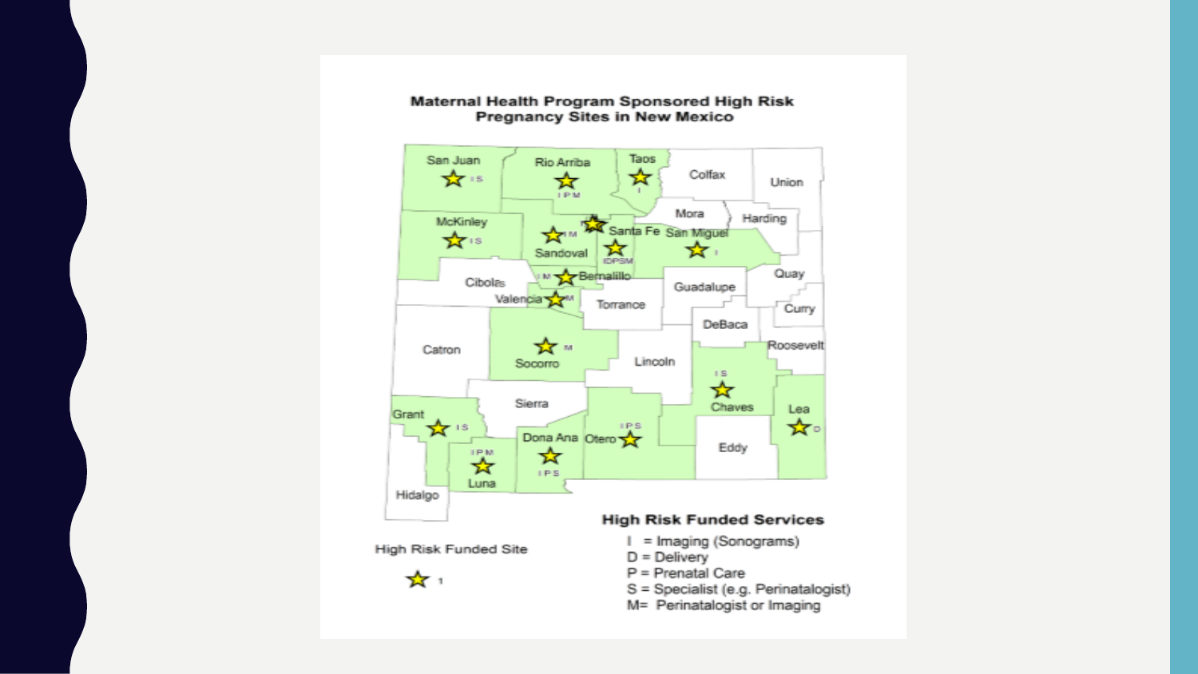## Maternal Health Program Sponsored High Risk Pregnancy Sites in New Mexico

San Juan — I S
Rio Arriba — I P M
Taos — I
Colfax
Union
Mora
Harding
McKinley — I S
Sandoval — I M
Santa Fe — IDPSM
San Miguel — I
Quay
Cibola
Bernalillo — I M
Valencia — M
Torrance
Guadalupe
Curry
DeBaca
Catron
Socorro — M
Lincoln
Roosevelt
Chaves — I S
Sierra
Grant — I S
Dona Ana — I P S
Otero — I P S
Lea — D
Eddy
Luna — I P M
Hidalgo

High Risk Funded Site

☆ 1

**High Risk Funded Services**

I = Imaging (Sonograms)
D = Delivery
P = Prenatal Care
S = Specialist (e.g. Perinatalogist)
M= Perinatalogist or Imaging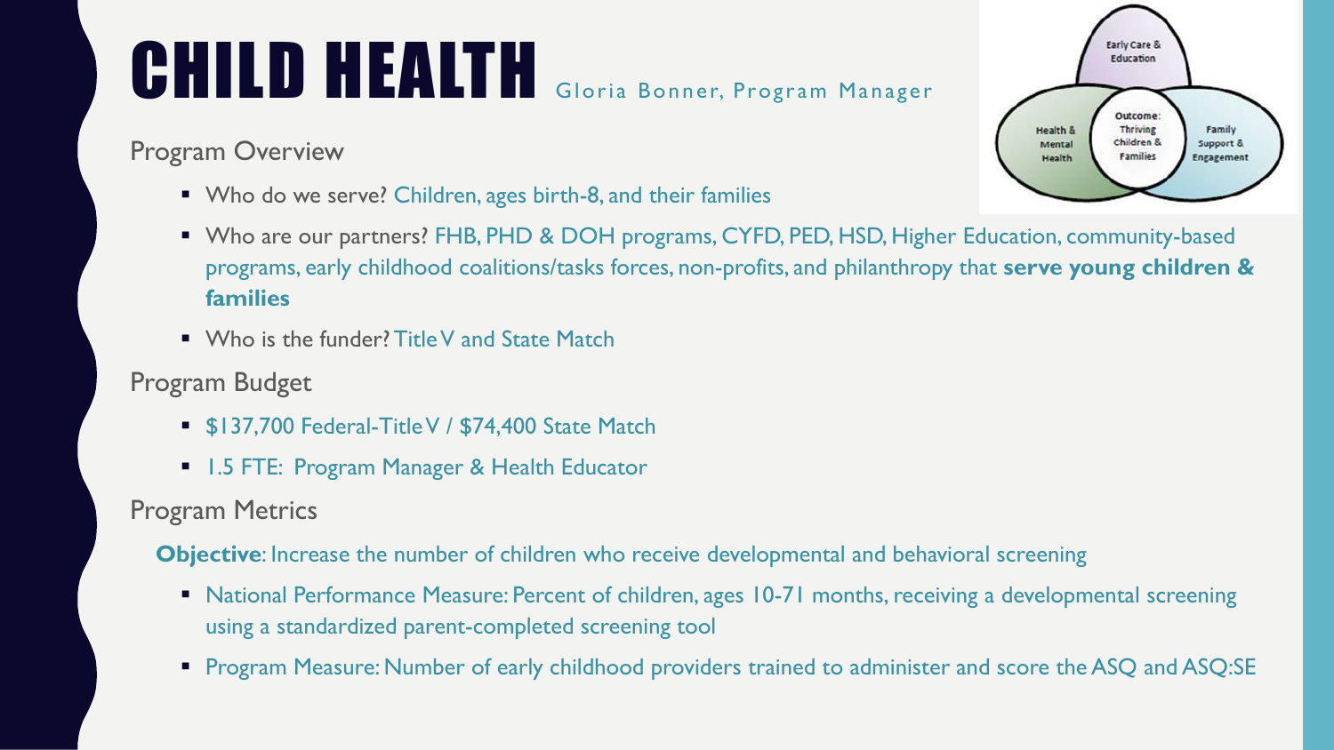# CHILD HEALTH

Gloria Bonner, Program Manager

Early Care & Education

Health & Mental Health

Outcome: Thriving Children & Families

Family Support & Engagement

## Program Overview

- Who do we serve? Children, ages birth-8, and their families
- Who are our partners? FHB, PHD & DOH programs, CYFD, PED, HSD, Higher Education, community-based programs, early childhood coalitions/tasks forces, non-profits, and philanthropy that **serve young children & families**
- Who is the funder? Title V and State Match

## Program Budget

- $137,700 Federal-Title V / $74,400 State Match
- 1.5 FTE: Program Manager & Health Educator

## Program Metrics

**Objective**: Increase the number of children who receive developmental and behavioral screening

- National Performance Measure: Percent of children, ages 10-71 months, receiving a developmental screening using a standardized parent-completed screening tool
- Program Measure: Number of early childhood providers trained to administer and score the ASQ and ASQ:SE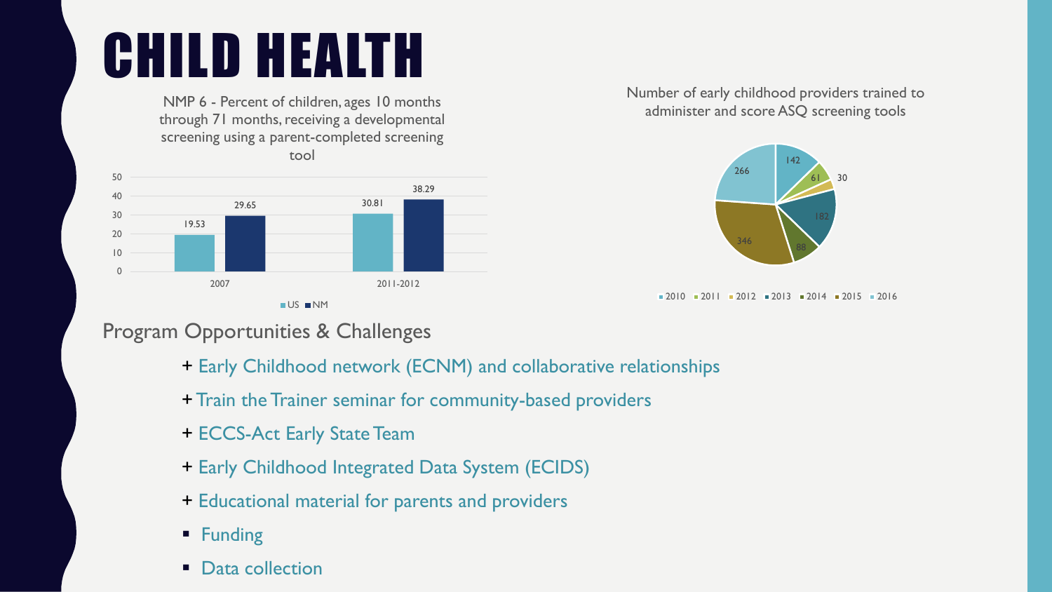# CHILD HEALTH

NMP 6 - Percent of children, ages 10 months through 71 months, receiving a developmental screening using a parent-completed screening tool

| | US | NM |
|---|---|---|
| 2007 | 19.53 | 29.65 |
| 2011-2012 | 30.81 | 38.29 |

Number of early childhood providers trained to administer and score ASQ screening tools

| Year | Number |
|---|---|
| 2010 | 142 |
| 2011 | 61 |
| 2012 | 30 |
| 2013 | 182 |
| 2014 | 88 |
| 2015 | 346 |
| 2016 | 266 |

## Program Opportunities & Challenges

+ Early Childhood network (ECNM) and collaborative relationships
+ Train the Trainer seminar for community-based providers
+ ECCS-Act Early State Team
+ Early Childhood Integrated Data System (ECIDS)
+ Educational material for parents and providers

- Funding
- Data collection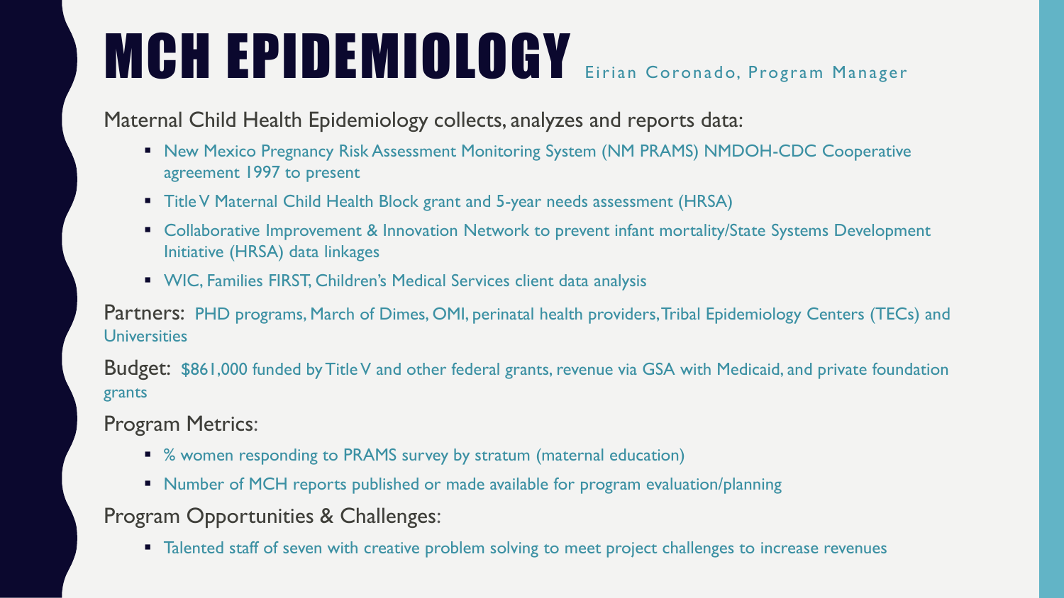# MCH EPIDEMIOLOGY

Eirian Coronado, Program Manager

Maternal Child Health Epidemiology collects, analyzes and reports data:

- New Mexico Pregnancy Risk Assessment Monitoring System (NM PRAMS) NMDOH-CDC Cooperative agreement 1997 to present
- Title V Maternal Child Health Block grant and 5-year needs assessment (HRSA)
- Collaborative Improvement & Innovation Network to prevent infant mortality/State Systems Development Initiative (HRSA) data linkages
- WIC, Families FIRST, Children's Medical Services client data analysis

Partners: PHD programs, March of Dimes, OMI, perinatal health providers, Tribal Epidemiology Centers (TECs) and Universities

Budget: $861,000 funded by Title V and other federal grants, revenue via GSA with Medicaid, and private foundation grants

Program Metrics:

- % women responding to PRAMS survey by stratum (maternal education)
- Number of MCH reports published or made available for program evaluation/planning

Program Opportunities & Challenges:

- Talented staff of seven with creative problem solving to meet project challenges to increase revenues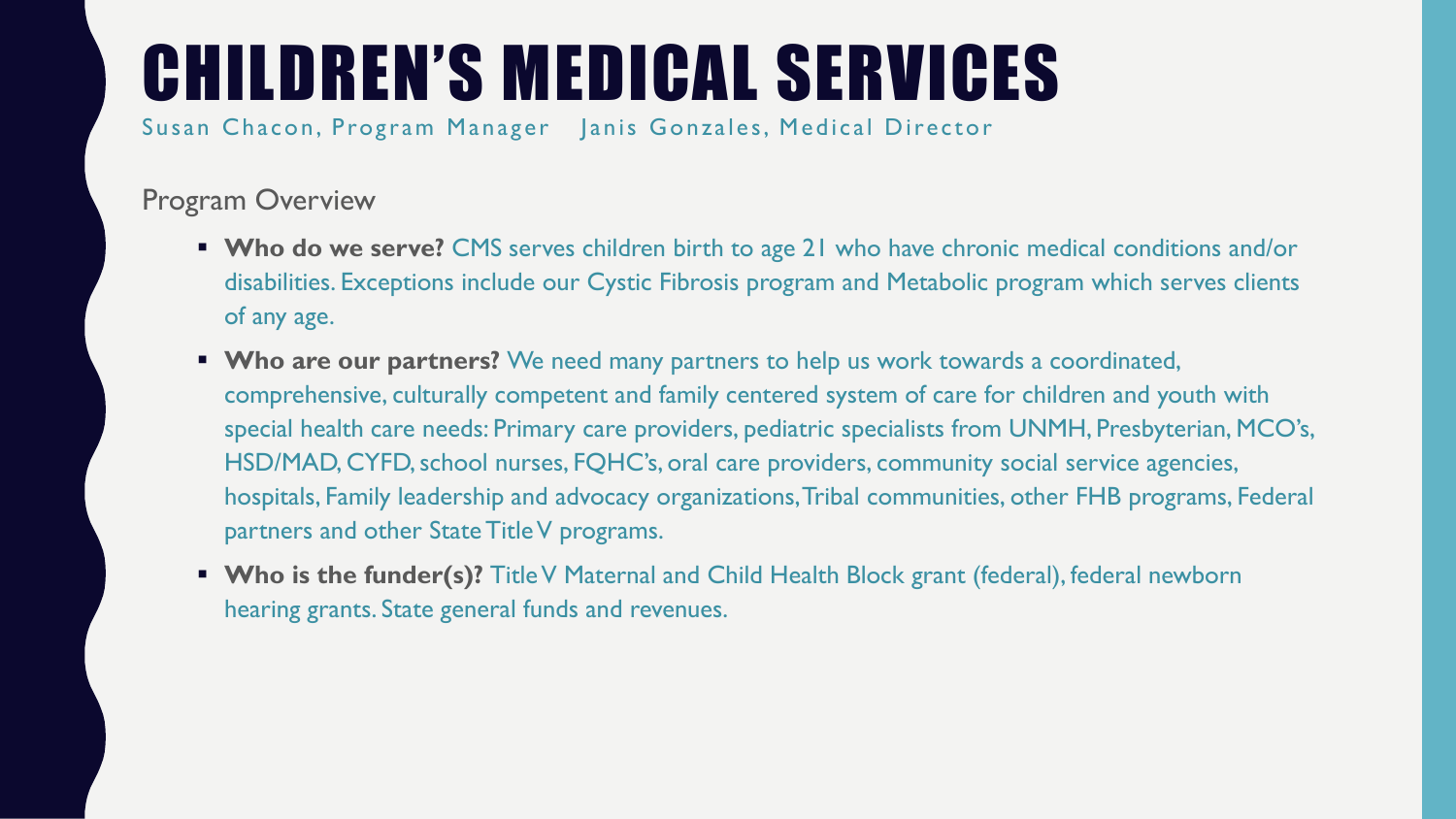# CHILDREN'S MEDICAL SERVICES

Susan Chacon, Program Manager    Janis Gonzales, Medical Director

## Program Overview

- **Who do we serve?** CMS serves children birth to age 21 who have chronic medical conditions and/or disabilities. Exceptions include our Cystic Fibrosis program and Metabolic program which serves clients of any age.
- **Who are our partners?** We need many partners to help us work towards a coordinated, comprehensive, culturally competent and family centered system of care for children and youth with special health care needs: Primary care providers, pediatric specialists from UNMH, Presbyterian, MCO's, HSD/MAD, CYFD, school nurses, FQHC's, oral care providers, community social service agencies, hospitals, Family leadership and advocacy organizations, Tribal communities, other FHB programs, Federal partners and other State Title V programs.
- **Who is the funder(s)?** Title V Maternal and Child Health Block grant (federal), federal newborn hearing grants. State general funds and revenues.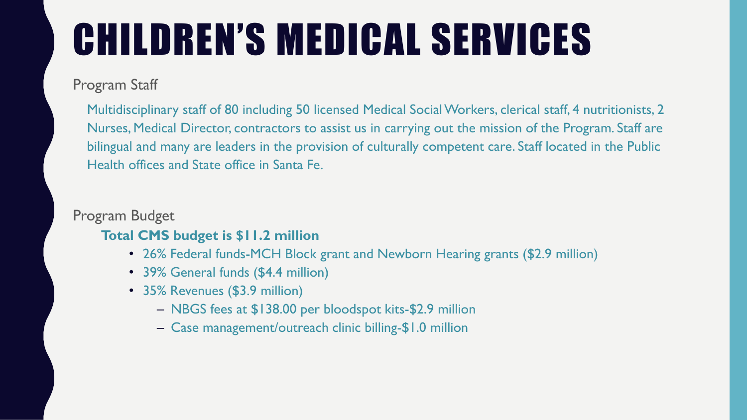# CHILDREN'S MEDICAL SERVICES

Program Staff

Multidisciplinary staff of 80 including 50 licensed Medical Social Workers, clerical staff, 4 nutritionists, 2 Nurses, Medical Director, contractors to assist us in carrying out the mission of the Program. Staff are bilingual and many are leaders in the provision of culturally competent care. Staff located in the Public Health offices and State office in Santa Fe.

Program Budget

**Total CMS budget is $11.2 million**

- 26% Federal funds-MCH Block grant and Newborn Hearing grants ($2.9 million)
- 39% General funds ($4.4 million)
- 35% Revenues ($3.9 million)
  - NBGS fees at $138.00 per bloodspot kits-$2.9 million
  - Case management/outreach clinic billing-$1.0 million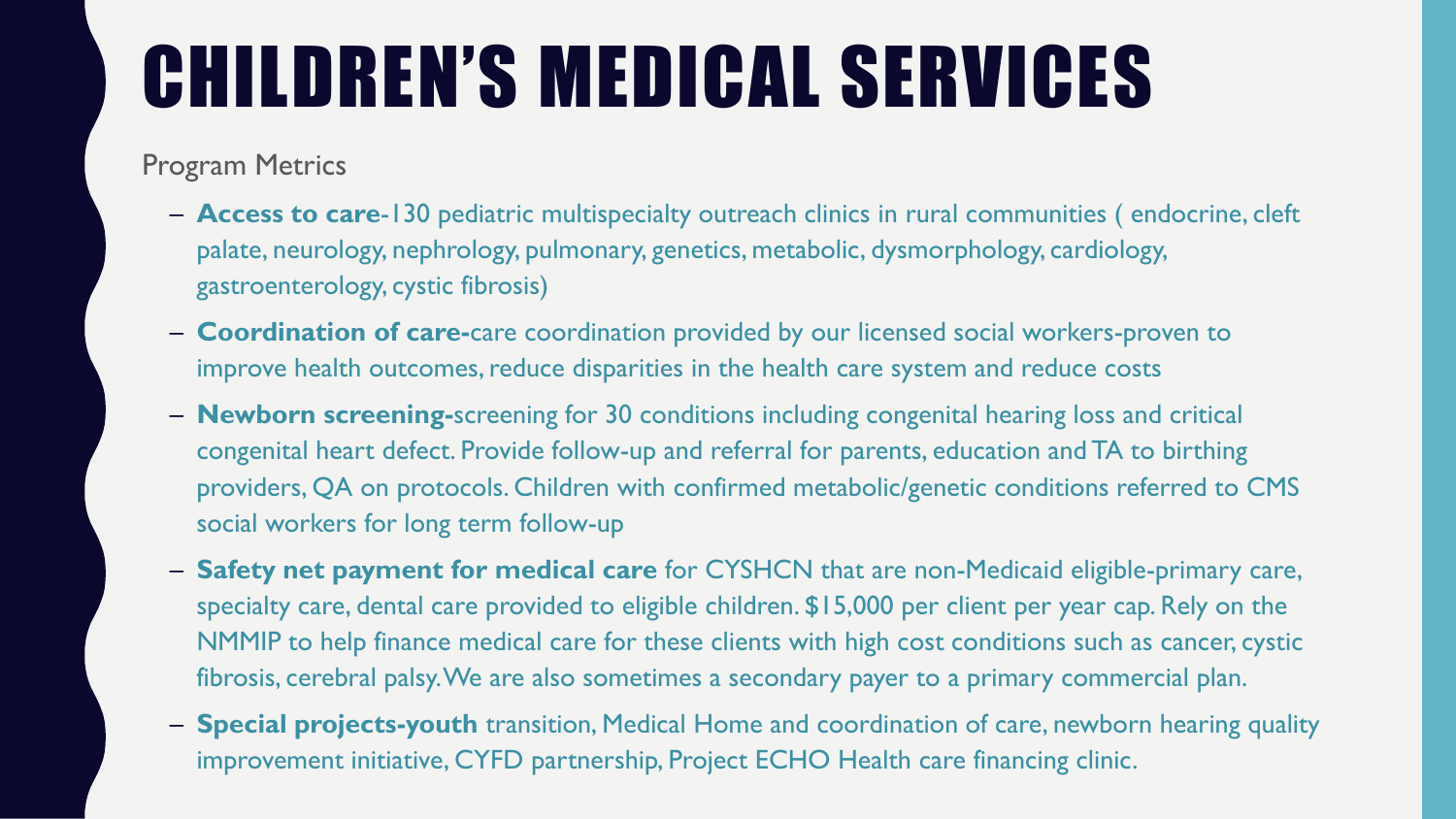# CHILDREN'S MEDICAL SERVICES

Program Metrics

- **Access to care**-130 pediatric multispecialty outreach clinics in rural communities ( endocrine, cleft palate, neurology, nephrology, pulmonary, genetics, metabolic, dysmorphology, cardiology, gastroenterology, cystic fibrosis)
- **Coordination of care-**care coordination provided by our licensed social workers-proven to improve health outcomes, reduce disparities in the health care system and reduce costs
- **Newborn screening-**screening for 30 conditions including congenital hearing loss and critical congenital heart defect. Provide follow-up and referral for parents, education and TA to birthing providers, QA on protocols. Children with confirmed metabolic/genetic conditions referred to CMS social workers for long term follow-up
- **Safety net payment for medical care** for CYSHCN that are non-Medicaid eligible-primary care, specialty care, dental care provided to eligible children. $15,000 per client per year cap. Rely on the NMMIP to help finance medical care for these clients with high cost conditions such as cancer, cystic fibrosis, cerebral palsy. We are also sometimes a secondary payer to a primary commercial plan.
- **Special projects-youth** transition, Medical Home and coordination of care, newborn hearing quality improvement initiative, CYFD partnership, Project ECHO Health care financing clinic.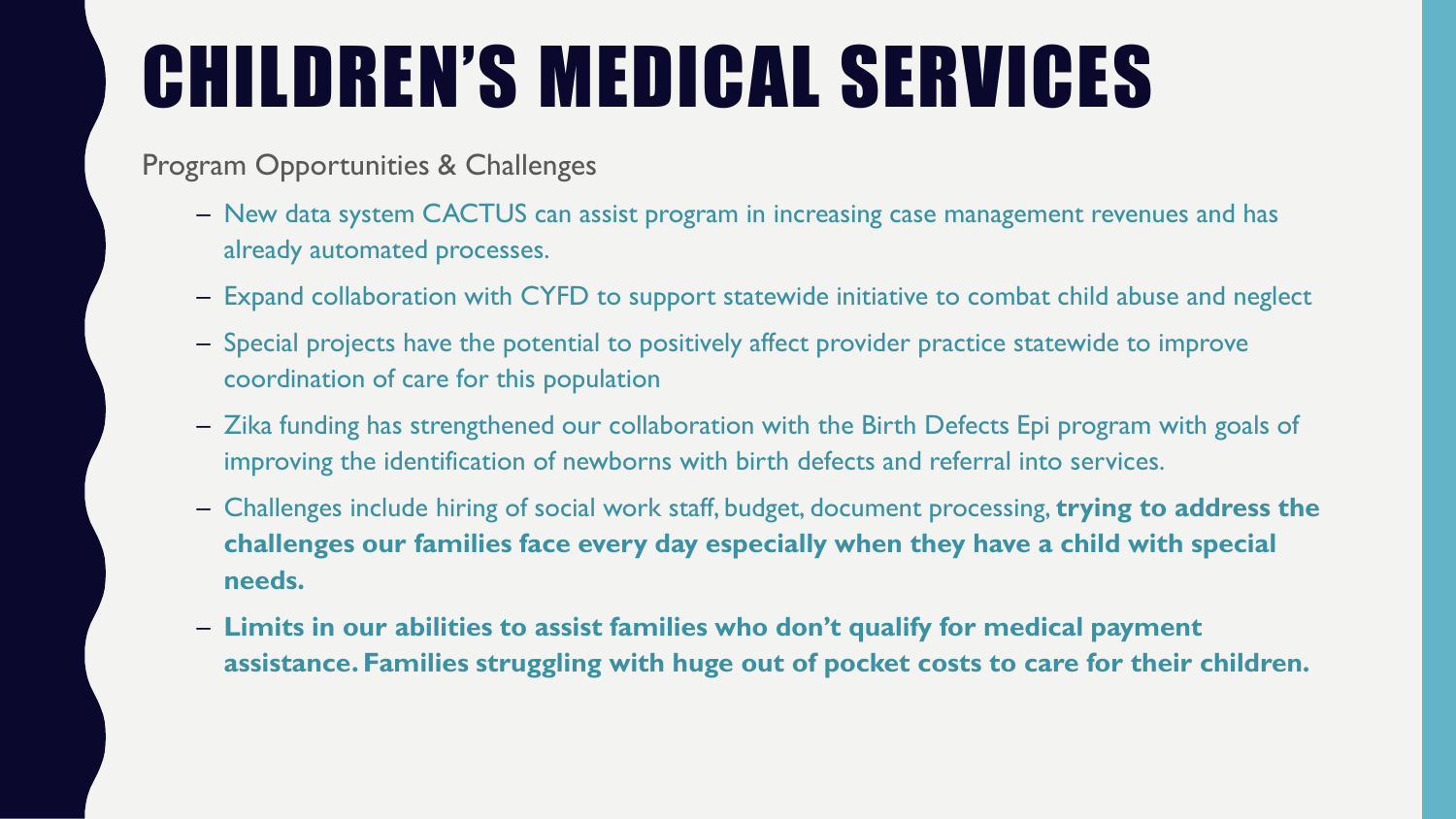# CHILDREN'S MEDICAL SERVICES

Program Opportunities & Challenges

- New data system CACTUS can assist program in increasing case management revenues and has already automated processes.
- Expand collaboration with CYFD to support statewide initiative to combat child abuse and neglect
- Special projects have the potential to positively affect provider practice statewide to improve coordination of care for this population
- Zika funding has strengthened our collaboration with the Birth Defects Epi program with goals of improving the identification of newborns with birth defects and referral into services.
- Challenges include hiring of social work staff, budget, document processing, **trying to address the challenges our families face every day especially when they have a child with special needs.**
- **Limits in our abilities to assist families who don't qualify for medical payment assistance. Families struggling with huge out of pocket costs to care for their children.**